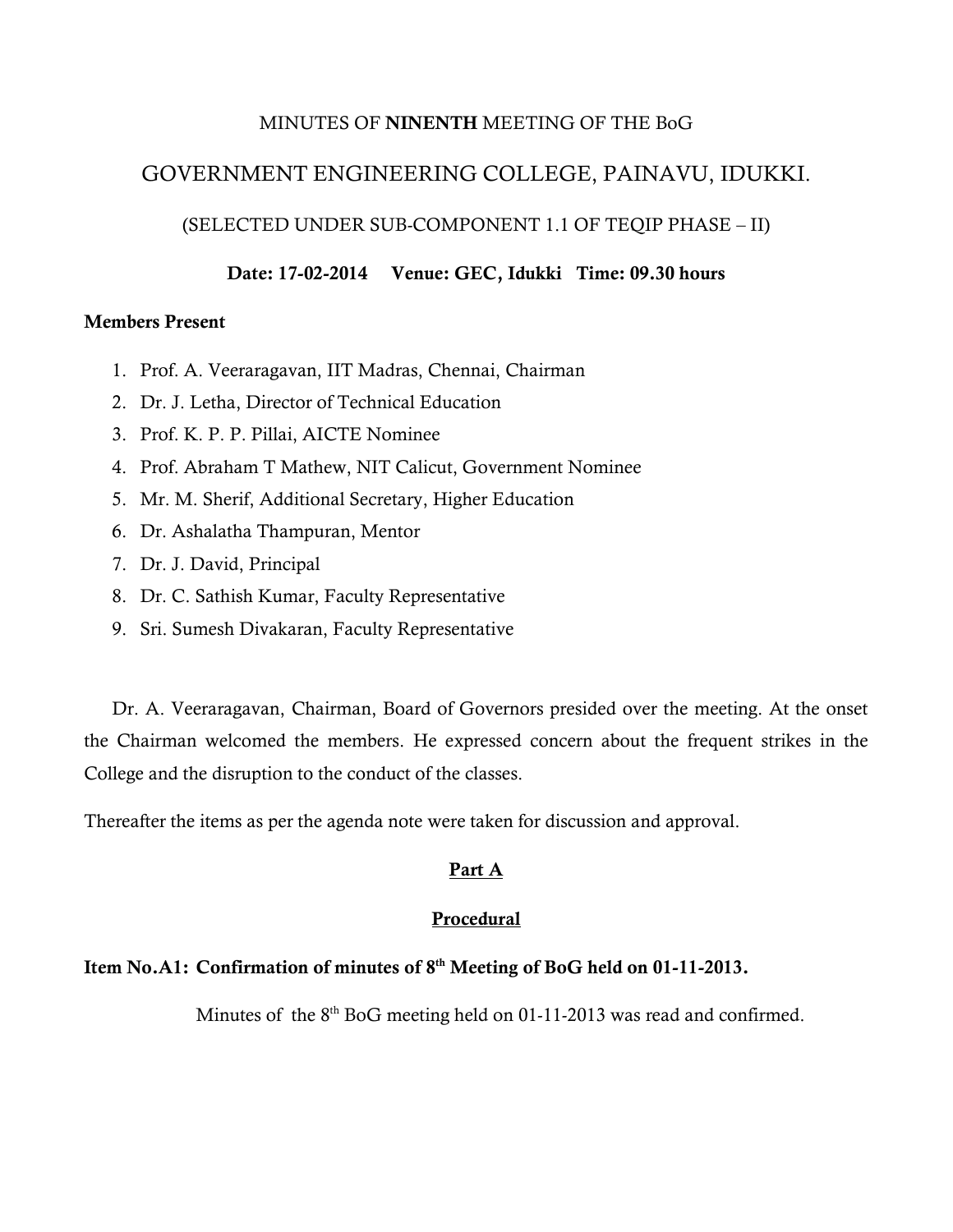MINUTES OF **NINENTH** MEETING OF THE BoG

# GOVERNMENT ENGINEERING COLLEGE, PAINAVU, IDUKKI.

(SELECTED UNDER SUB-COMPONENT 1.1 OF TEQIP PHASE – II)

**Date: 17-02-2014 Venue: GEC, Idukki Time: 09.30 hours**

**Members Present**

1. Prof. A. Veeraragavan, IIT Madras, Chennai, Chairman
2. Dr. J. Letha, Director of Technical Education
3. Prof. K. P. P. Pillai, AICTE Nominee
4. Prof. Abraham T Mathew, NIT Calicut, Government Nominee
5. Mr. M. Sherif, Additional Secretary, Higher Education
6. Dr. Ashalatha Thampuran, Mentor
7. Dr. J. David, Principal
8. Dr. C. Sathish Kumar, Faculty Representative
9. Sri. Sumesh Divakaran, Faculty Representative

Dr. A. Veeraragavan, Chairman, Board of Governors presided over the meeting. At the onset the Chairman welcomed the members. He expressed concern about the frequent strikes in the College and the disruption to the conduct of the classes.

Thereafter the items as per the agenda note were taken for discussion and approval.

## Part A

## Procedural

**Item No.A1: Confirmation of minutes of 8th Meeting of BoG held on 01-11-2013.**

Minutes of the 8th BoG meeting held on 01-11-2013 was read and confirmed.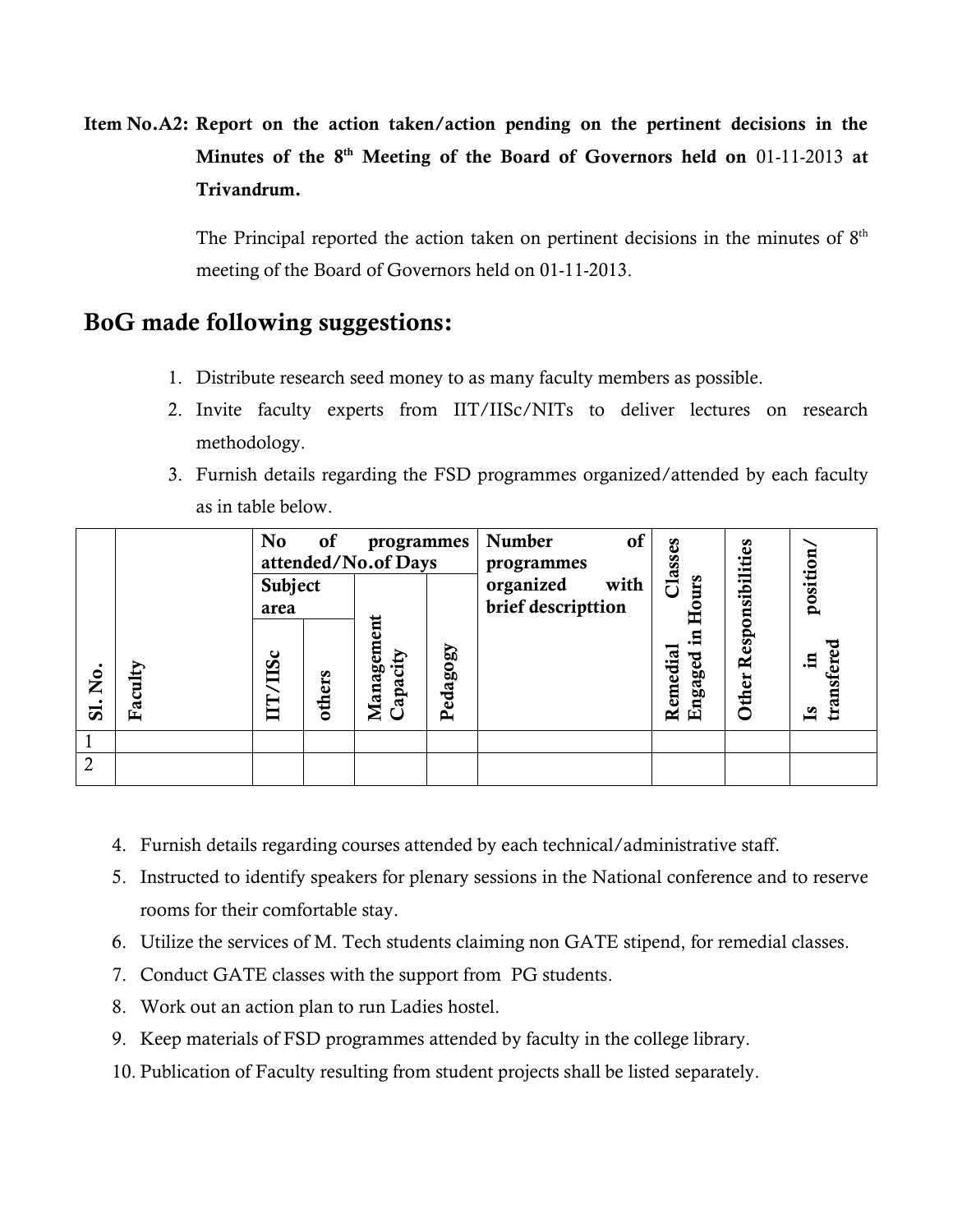**Item No.A2: Report on the action taken/action pending on the pertinent decisions in the Minutes of the 8th Meeting of the Board of Governors held on 01-11-2013 at Trivandrum.**

The Principal reported the action taken on pertinent decisions in the minutes of 8th meeting of the Board of Governors held on 01-11-2013.

## BoG made following suggestions:

1. Distribute research seed money to as many faculty members as possible.
2. Invite faculty experts from IIT/IISc/NITs to deliver lectures on research methodology.
3. Furnish details regarding the FSD programmes organized/attended by each faculty as in table below.

| Sl. No. | Faculty | No of programmes attended/No.of Days | | | | Number of programmes organized with brief descripttion | Remedial Classes Engaged in Hours | Other Responsibilities | Is in position/ transfered |
|---|---|---|---|---|---|---|---|---|---|
| | | Subject area | | Management Capacity | Pedagogy | | | | |
| | | IIT/IISc | others | | | | | | |
| 1 | | | | | | | | | |
| 2 | | | | | | | | | |

4. Furnish details regarding courses attended by each technical/administrative staff.
5. Instructed to identify speakers for plenary sessions in the National conference and to reserve rooms for their comfortable stay.
6. Utilize the services of M. Tech students claiming non GATE stipend, for remedial classes.
7. Conduct GATE classes with the support from PG students.
8. Work out an action plan to run Ladies hostel.
9. Keep materials of FSD programmes attended by faculty in the college library.
10. Publication of Faculty resulting from student projects shall be listed separately.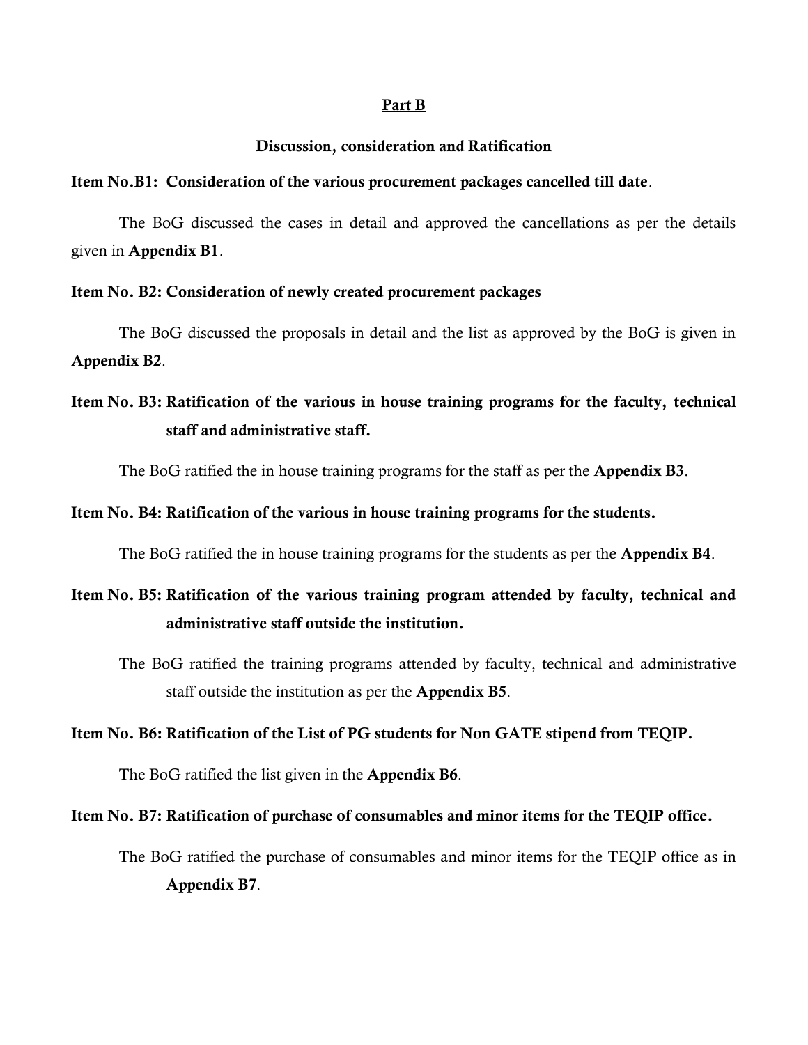## Part B

### Discussion, consideration and Ratification

**Item No.B1: Consideration of the various procurement packages cancelled till date**.

The BoG discussed the cases in detail and approved the cancellations as per the details given in **Appendix B1**.

**Item No. B2: Consideration of newly created procurement packages**

The BoG discussed the proposals in detail and the list as approved by the BoG is given in **Appendix B2**.

**Item No. B3: Ratification of the various in house training programs for the faculty, technical staff and administrative staff.**

The BoG ratified the in house training programs for the staff as per the **Appendix B3**.

**Item No. B4: Ratification of the various in house training programs for the students.**

The BoG ratified the in house training programs for the students as per the **Appendix B4**.

**Item No. B5: Ratification of the various training program attended by faculty, technical and administrative staff outside the institution.**

The BoG ratified the training programs attended by faculty, technical and administrative staff outside the institution as per the **Appendix B5**.

**Item No. B6: Ratification of the List of PG students for Non GATE stipend from TEQIP.**

The BoG ratified the list given in the **Appendix B6**.

**Item No. B7: Ratification of purchase of consumables and minor items for the TEQIP office.**

The BoG ratified the purchase of consumables and minor items for the TEQIP office as in **Appendix B7**.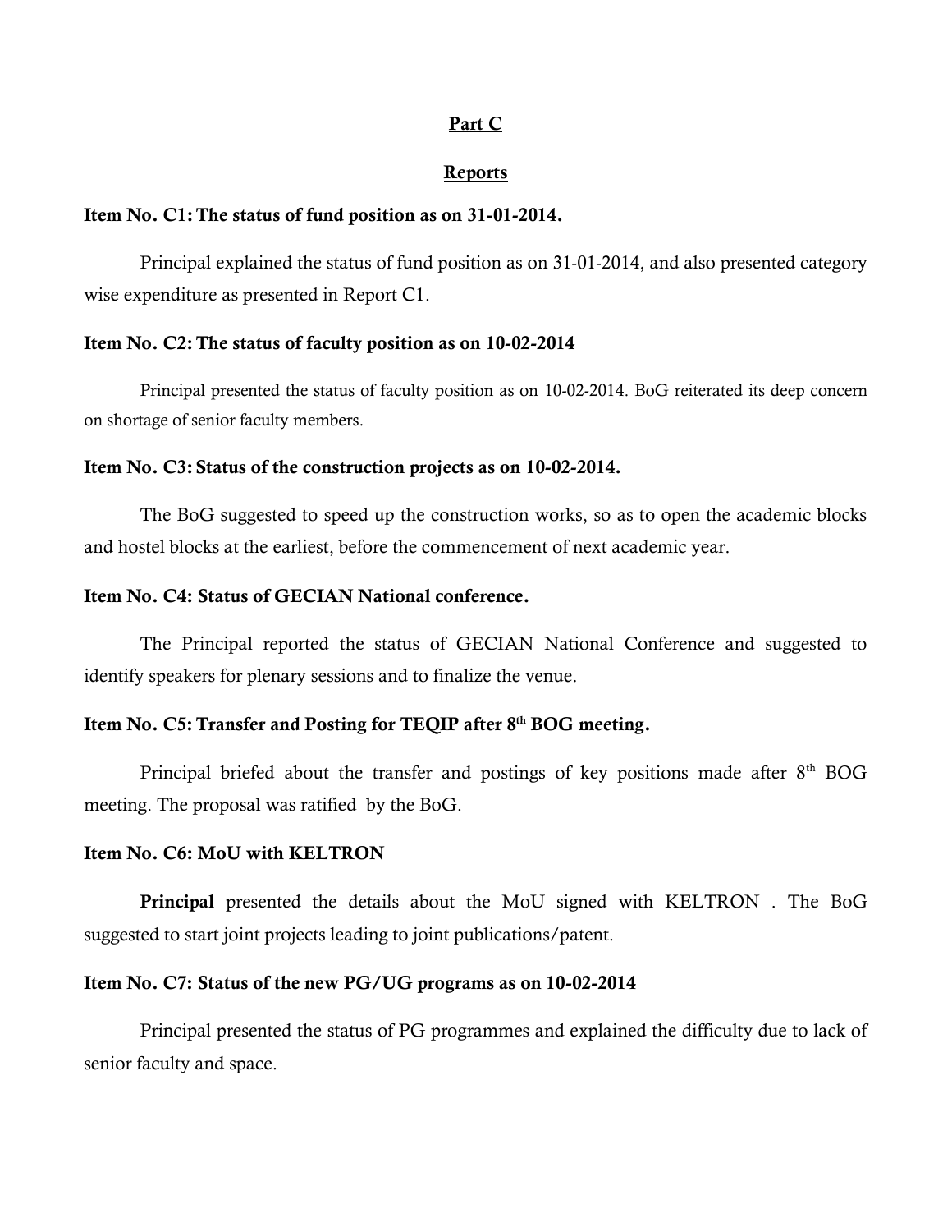## Part C

## Reports

**Item No. C1: The status of fund position as on 31-01-2014.**

Principal explained the status of fund position as on 31-01-2014, and also presented category wise expenditure as presented in Report C1.

**Item No. C2: The status of faculty position as on 10-02-2014**

Principal presented the status of faculty position as on 10-02-2014. BoG reiterated its deep concern on shortage of senior faculty members.

**Item No. C3: Status of the construction projects as on 10-02-2014.**

The BoG suggested to speed up the construction works, so as to open the academic blocks and hostel blocks at the earliest, before the commencement of next academic year.

**Item No. C4: Status of GECIAN National conference.**

The Principal reported the status of GECIAN National Conference and suggested to identify speakers for plenary sessions and to finalize the venue.

**Item No. C5: Transfer and Posting for TEQIP after 8th BOG meeting.**

Principal briefed about the transfer and postings of key positions made after 8th BOG meeting. The proposal was ratified by the BoG.

**Item No. C6: MoU with KELTRON**

**Principal** presented the details about the MoU signed with KELTRON . The BoG suggested to start joint projects leading to joint publications/patent.

**Item No. C7: Status of the new PG/UG programs as on 10-02-2014**

Principal presented the status of PG programmes and explained the difficulty due to lack of senior faculty and space.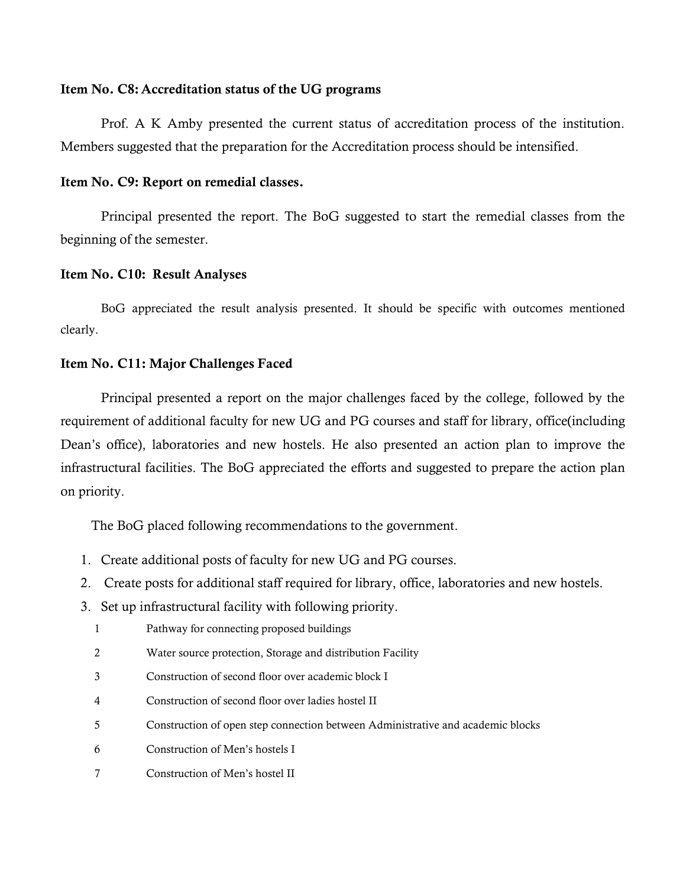**Item No. C8: Accreditation status of the UG programs**

Prof. A K Amby presented the current status of accreditation process of the institution. Members suggested that the preparation for the Accreditation process should be intensified.

**Item No. C9: Report on remedial classes.**

Principal presented the report. The BoG suggested to start the remedial classes from the beginning of the semester.

**Item No. C10: Result Analyses**

BoG appreciated the result analysis presented. It should be specific with outcomes mentioned clearly.

**Item No. C11: Major Challenges Faced**

Principal presented a report on the major challenges faced by the college, followed by the requirement of additional faculty for new UG and PG courses and staff for library, office(including Dean's office), laboratories and new hostels. He also presented an action plan to improve the infrastructural facilities. The BoG appreciated the efforts and suggested to prepare the action plan on priority.

The BoG placed following recommendations to the government.

1. Create additional posts of faculty for new UG and PG courses.
2. Create posts for additional staff required for library, office, laboratories and new hostels.
3. Set up infrastructural facility with following priority.

| | |
|---|---|
| 1 | Pathway for connecting proposed buildings |
| 2 | Water source protection, Storage and distribution Facility |
| 3 | Construction of second floor over academic block I |
| 4 | Construction of second floor over ladies hostel II |
| 5 | Construction of open step connection between Administrative and academic blocks |
| 6 | Construction of Men's hostels I |
| 7 | Construction of Men's hostel II |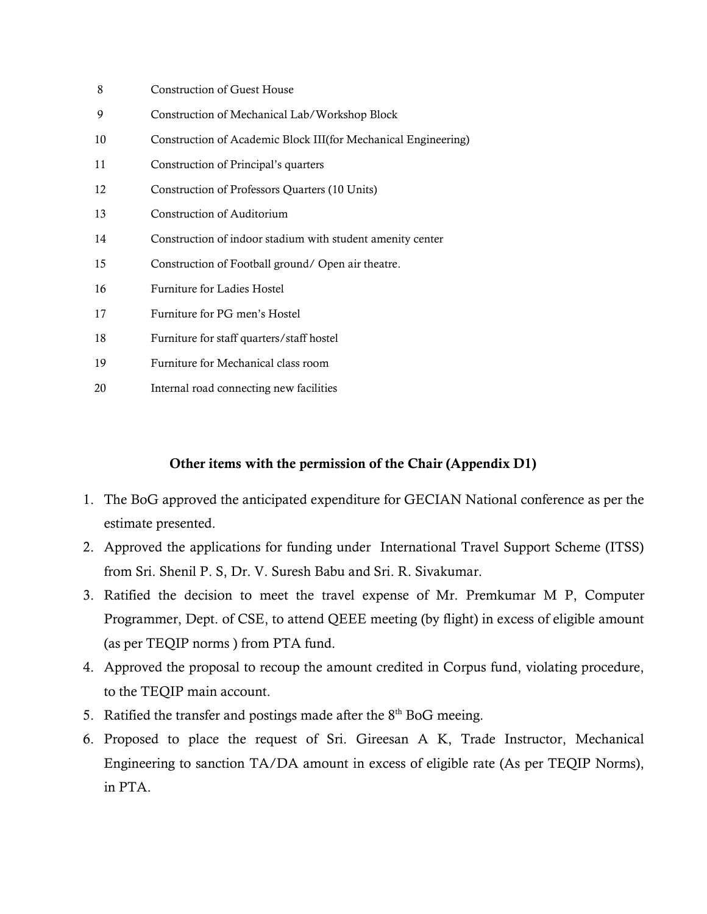| | |
|---|---|
| 8 | Construction of Guest House |
| 9 | Construction of Mechanical Lab/Workshop Block |
| 10 | Construction of Academic Block III(for Mechanical Engineering) |
| 11 | Construction of Principal's quarters |
| 12 | Construction of Professors Quarters (10 Units) |
| 13 | Construction of Auditorium |
| 14 | Construction of indoor stadium with student amenity center |
| 15 | Construction of Football ground/ Open air theatre. |
| 16 | Furniture for Ladies Hostel |
| 17 | Furniture for PG men's Hostel |
| 18 | Furniture for staff quarters/staff hostel |
| 19 | Furniture for Mechanical class room |
| 20 | Internal road connecting new facilities |

**Other items with the permission of the Chair (Appendix D1)**

1. The BoG approved the anticipated expenditure for GECIAN National conference as per the estimate presented.
2. Approved the applications for funding under International Travel Support Scheme (ITSS) from Sri. Shenil P. S, Dr. V. Suresh Babu and Sri. R. Sivakumar.
3. Ratified the decision to meet the travel expense of Mr. Premkumar M P, Computer Programmer, Dept. of CSE, to attend QEEE meeting (by flight) in excess of eligible amount (as per TEQIP norms ) from PTA fund.
4. Approved the proposal to recoup the amount credited in Corpus fund, violating procedure, to the TEQIP main account.
5. Ratified the transfer and postings made after the 8th BoG meeing.
6. Proposed to place the request of Sri. Gireesan A K, Trade Instructor, Mechanical Engineering to sanction TA/DA amount in excess of eligible rate (As per TEQIP Norms), in PTA.